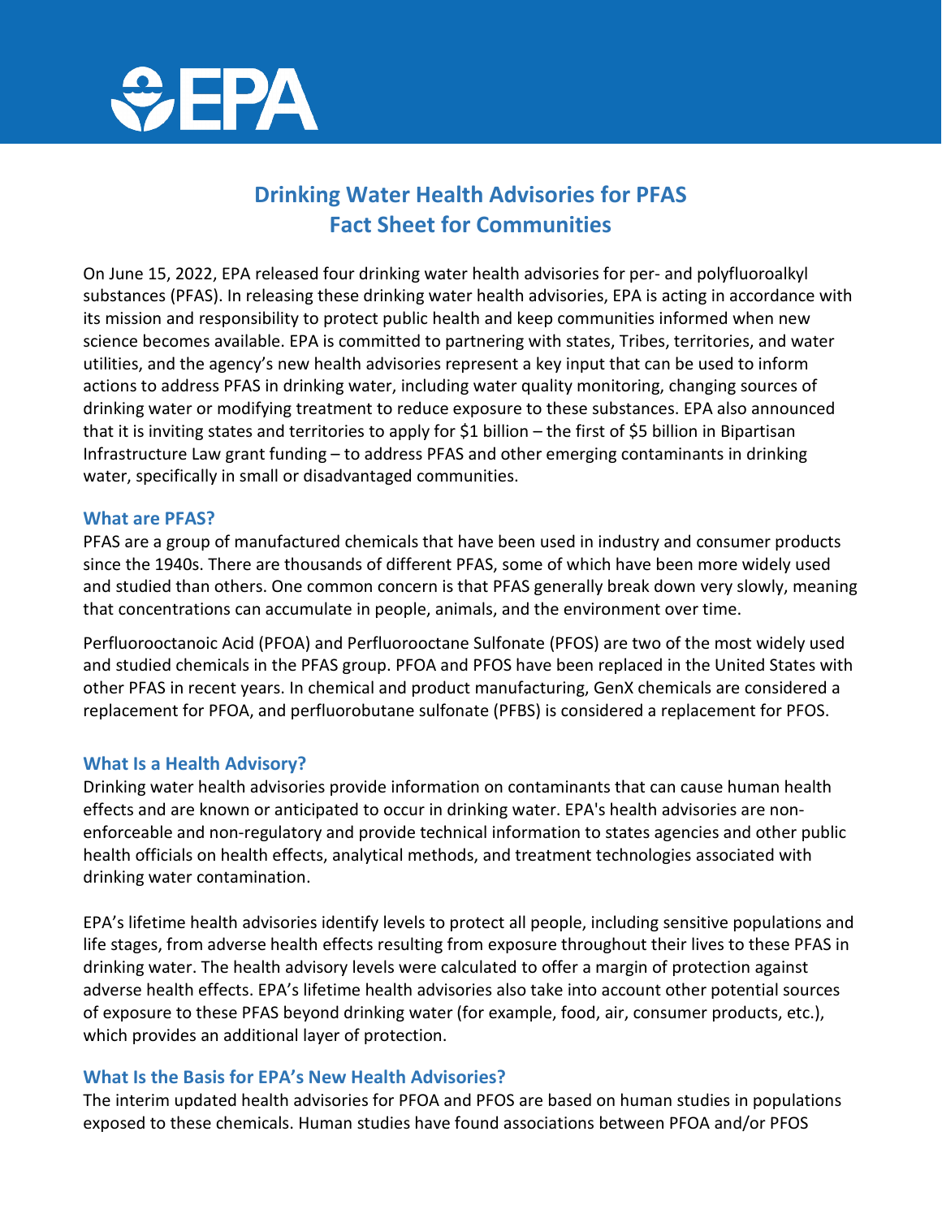# Drinking Water Health Advisories for PFAS Fact Sheet for Communities

On June 15, 2022, EPA released four drinking water health advisories for per- and polyfluoroalkyl substances (PFAS). In releasing these drinking water health advisories, EPA is acting in accordance with its mission and responsibility to protect public health and keep communities informed when new science becomes available. EPA is committed to partnering with states, Tribes, territories, and water utilities, and the agency's new health advisories represent a key input that can be used to inform actions to address PFAS in drinking water, including water quality monitoring, changing sources of drinking water or modifying treatment to reduce exposure to these substances. EPA also announced that it is inviting states and territories to apply for $1 billion – the first of $5 billion in Bipartisan Infrastructure Law grant funding – to address PFAS and other emerging contaminants in drinking water, specifically in small or disadvantaged communities.

## What are PFAS?

PFAS are a group of manufactured chemicals that have been used in industry and consumer products since the 1940s. There are thousands of different PFAS, some of which have been more widely used and studied than others. One common concern is that PFAS generally break down very slowly, meaning that concentrations can accumulate in people, animals, and the environment over time.

Perfluorooctanoic Acid (PFOA) and Perfluorooctane Sulfonate (PFOS) are two of the most widely used and studied chemicals in the PFAS group. PFOA and PFOS have been replaced in the United States with other PFAS in recent years. In chemical and product manufacturing, GenX chemicals are considered a replacement for PFOA, and perfluorobutane sulfonate (PFBS) is considered a replacement for PFOS.

## What Is a Health Advisory?

Drinking water health advisories provide information on contaminants that can cause human health effects and are known or anticipated to occur in drinking water. EPA's health advisories are non-enforceable and non-regulatory and provide technical information to states agencies and other public health officials on health effects, analytical methods, and treatment technologies associated with drinking water contamination.

EPA's lifetime health advisories identify levels to protect all people, including sensitive populations and life stages, from adverse health effects resulting from exposure throughout their lives to these PFAS in drinking water. The health advisory levels were calculated to offer a margin of protection against adverse health effects. EPA's lifetime health advisories also take into account other potential sources of exposure to these PFAS beyond drinking water (for example, food, air, consumer products, etc.), which provides an additional layer of protection.

## What Is the Basis for EPA's New Health Advisories?

The interim updated health advisories for PFOA and PFOS are based on human studies in populations exposed to these chemicals. Human studies have found associations between PFOA and/or PFOS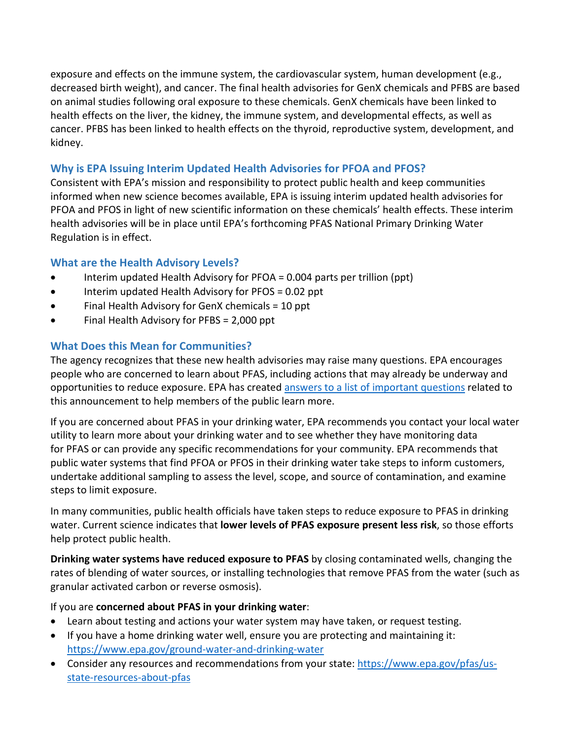exposure and effects on the immune system, the cardiovascular system, human development (e.g., decreased birth weight), and cancer. The final health advisories for GenX chemicals and PFBS are based on animal studies following oral exposure to these chemicals. GenX chemicals have been linked to health effects on the liver, the kidney, the immune system, and developmental effects, as well as cancer. PFBS has been linked to health effects on the thyroid, reproductive system, development, and kidney.

### Why is EPA Issuing Interim Updated Health Advisories for PFOA and PFOS?

Consistent with EPA's mission and responsibility to protect public health and keep communities informed when new science becomes available, EPA is issuing interim updated health advisories for PFOA and PFOS in light of new scientific information on these chemicals' health effects. These interim health advisories will be in place until EPA's forthcoming PFAS National Primary Drinking Water Regulation is in effect.

### What are the Health Advisory Levels?

- Interim updated Health Advisory for PFOA = 0.004 parts per trillion (ppt)
- Interim updated Health Advisory for PFOS = 0.02 ppt
- Final Health Advisory for GenX chemicals = 10 ppt
- Final Health Advisory for PFBS = 2,000 ppt

### What Does this Mean for Communities?

The agency recognizes that these new health advisories may raise many questions. EPA encourages people who are concerned to learn about PFAS, including actions that may already be underway and opportunities to reduce exposure. EPA has created answers to a list of important questions related to this announcement to help members of the public learn more.

If you are concerned about PFAS in your drinking water, EPA recommends you contact your local water utility to learn more about your drinking water and to see whether they have monitoring data for PFAS or can provide any specific recommendations for your community. EPA recommends that public water systems that find PFOA or PFOS in their drinking water take steps to inform customers, undertake additional sampling to assess the level, scope, and source of contamination, and examine steps to limit exposure.

In many communities, public health officials have taken steps to reduce exposure to PFAS in drinking water. Current science indicates that **lower levels of PFAS exposure present less risk**, so those efforts help protect public health.

**Drinking water systems have reduced exposure to PFAS** by closing contaminated wells, changing the rates of blending of water sources, or installing technologies that remove PFAS from the water (such as granular activated carbon or reverse osmosis).

If you are **concerned about PFAS in your drinking water**:

- Learn about testing and actions your water system may have taken, or request testing.
- If you have a home drinking water well, ensure you are protecting and maintaining it: https://www.epa.gov/ground-water-and-drinking-water
- Consider any resources and recommendations from your state: https://www.epa.gov/pfas/us-state-resources-about-pfas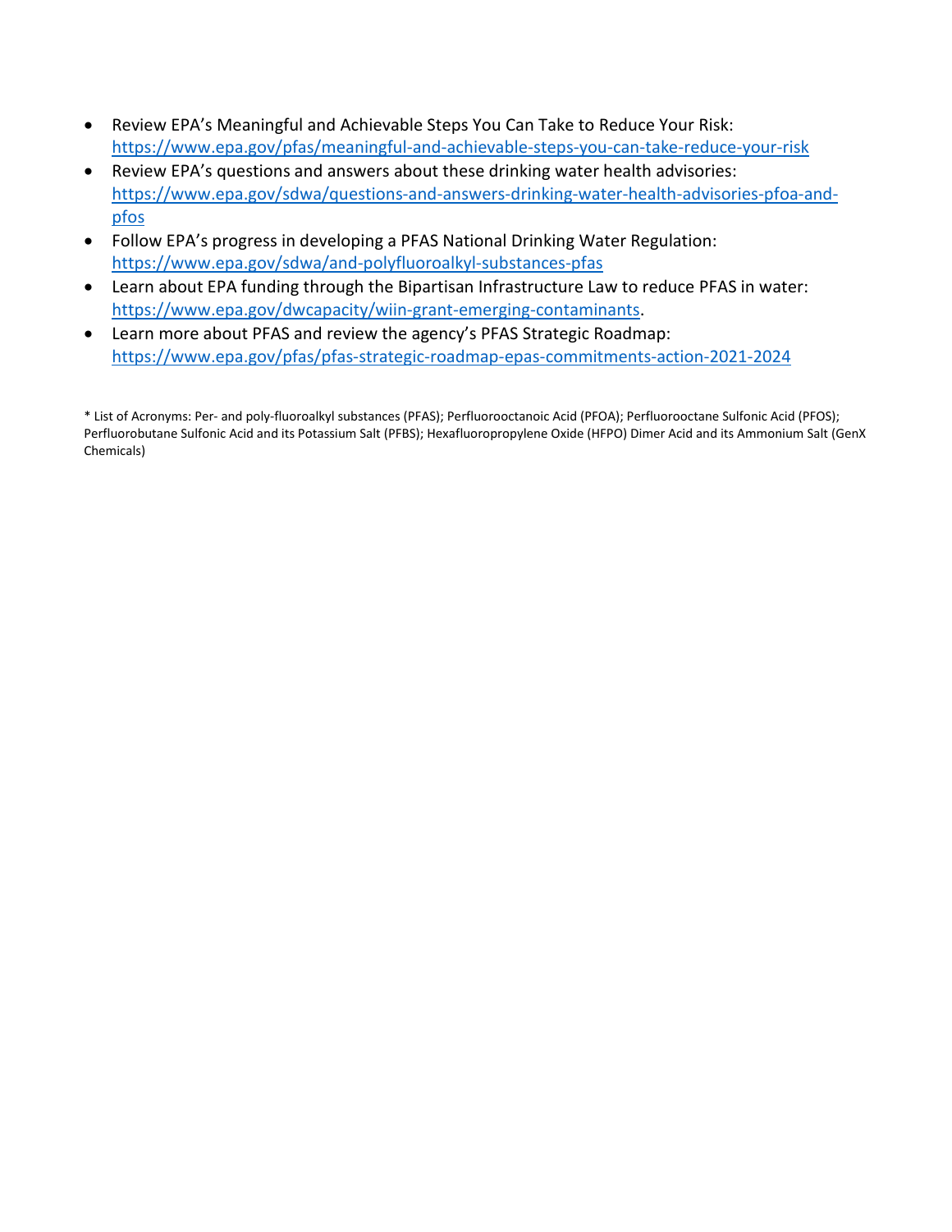- Review EPA's Meaningful and Achievable Steps You Can Take to Reduce Your Risk: https://www.epa.gov/pfas/meaningful-and-achievable-steps-you-can-take-reduce-your-risk
- Review EPA's questions and answers about these drinking water health advisories: https://www.epa.gov/sdwa/questions-and-answers-drinking-water-health-advisories-pfoa-and-pfos
- Follow EPA's progress in developing a PFAS National Drinking Water Regulation: https://www.epa.gov/sdwa/and-polyfluoroalkyl-substances-pfas
- Learn about EPA funding through the Bipartisan Infrastructure Law to reduce PFAS in water: https://www.epa.gov/dwcapacity/wiin-grant-emerging-contaminants.
- Learn more about PFAS and review the agency's PFAS Strategic Roadmap: https://www.epa.gov/pfas/pfas-strategic-roadmap-epas-commitments-action-2021-2024

* List of Acronyms: Per- and poly-fluoroalkyl substances (PFAS); Perfluorooctanoic Acid (PFOA); Perfluorooctane Sulfonic Acid (PFOS); Perfluorobutane Sulfonic Acid and its Potassium Salt (PFBS); Hexafluoropropylene Oxide (HFPO) Dimer Acid and its Ammonium Salt (GenX Chemicals)